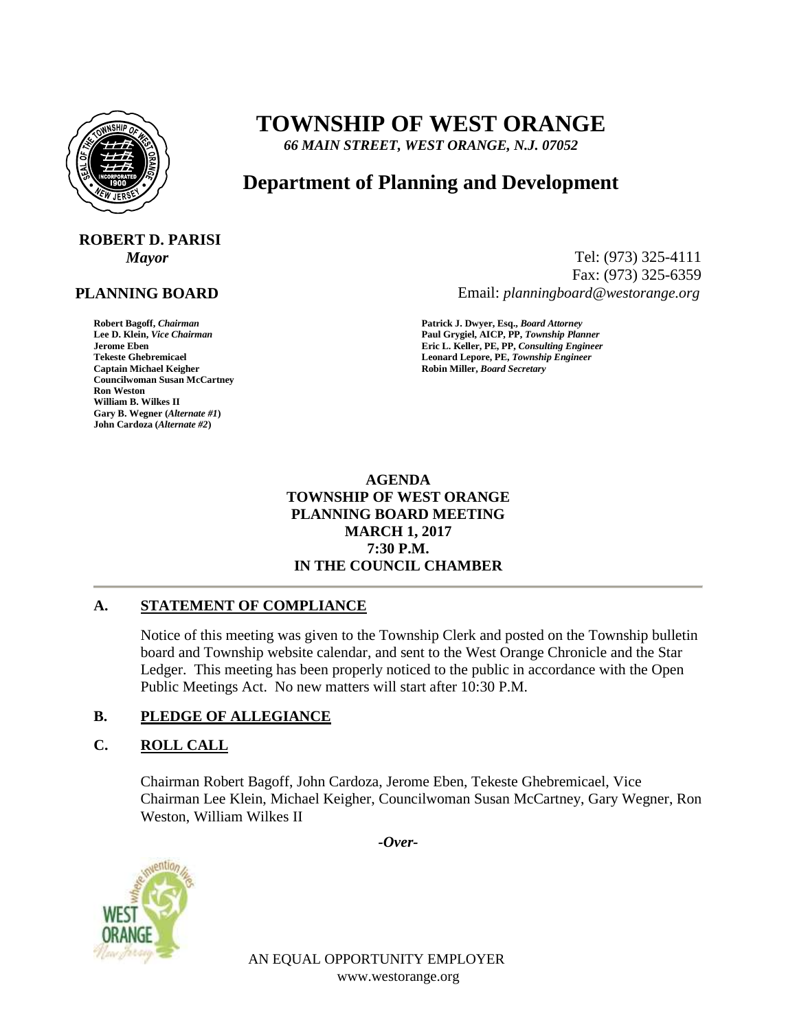# TOWNSHIP OF WEST ORANGE

*66 MAIN STREET, WEST ORANGE, N.J. 07052*

## Department of Planning and Development

**ROBERT D. PARISI**
*Mayor*

Tel: (973) 325-4111
Fax: (973) 325-6359
Email: *planningboard@westorange.org*

**PLANNING BOARD**

**Robert Bagoff,** ***Chairman***
**Lee D. Klein,** ***Vice Chairman***
**Jerome Eben**
**Tekeste Ghebremicael**
**Captain Michael Keigher**
**Councilwoman Susan McCartney**
**Ron Weston**
**William B. Wilkes II**
**Gary B. Wegner (*****Alternate #1*****)**
**John Cardoza (*****Alternate #2*****)**

**Patrick J. Dwyer, Esq.,** ***Board Attorney***
**Paul Grygiel, AICP, PP,** ***Township Planner***
**Eric L. Keller, PE, PP,** ***Consulting Engineer***
**Leonard Lepore, PE,** ***Township Engineer***
**Robin Miller,** ***Board Secretary***

**AGENDA**
**TOWNSHIP OF WEST ORANGE**
**PLANNING BOARD MEETING**
**MARCH 1, 2017**
**7:30 P.M.**
**IN THE COUNCIL CHAMBER**

---

### A. STATEMENT OF COMPLIANCE

Notice of this meeting was given to the Township Clerk and posted on the Township bulletin board and Township website calendar, and sent to the West Orange Chronicle and the Star Ledger. This meeting has been properly noticed to the public in accordance with the Open Public Meetings Act. No new matters will start after 10:30 P.M.

### B. PLEDGE OF ALLEGIANCE

### C. ROLL CALL

Chairman Robert Bagoff, John Cardoza, Jerome Eben, Tekeste Ghebremicael, Vice Chairman Lee Klein, Michael Keigher, Councilwoman Susan McCartney, Gary Wegner, Ron Weston, William Wilkes II

*-Over-*

AN EQUAL OPPORTUNITY EMPLOYER
www.westorange.org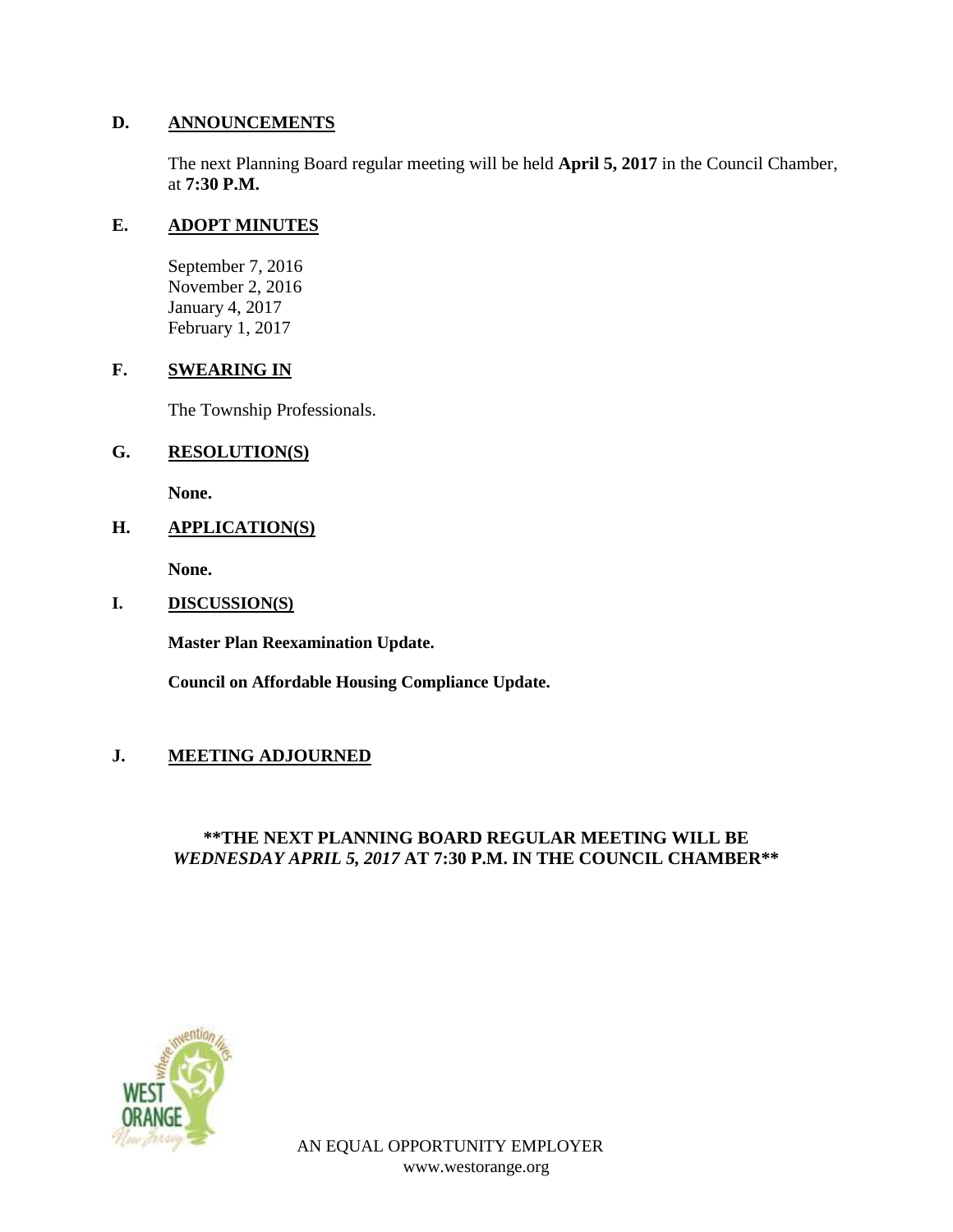## D. ANNOUNCEMENTS

The next Planning Board regular meeting will be held **April 5, 2017** in the Council Chamber, at **7:30 P.M.**

## E. ADOPT MINUTES

September 7, 2016
November 2, 2016
January 4, 2017
February 1, 2017

## F. SWEARING IN

The Township Professionals.

## G. RESOLUTION(S)

**None.**

## H. APPLICATION(S)

**None.**

## I. DISCUSSION(S)

**Master Plan Reexamination Update.**

**Council on Affordable Housing Compliance Update.**

## J. MEETING ADJOURNED

**\*\*THE NEXT PLANNING BOARD REGULAR MEETING WILL BE *WEDNESDAY APRIL 5, 2017* AT 7:30 P.M. IN THE COUNCIL CHAMBER\*\***

AN EQUAL OPPORTUNITY EMPLOYER
www.westorange.org